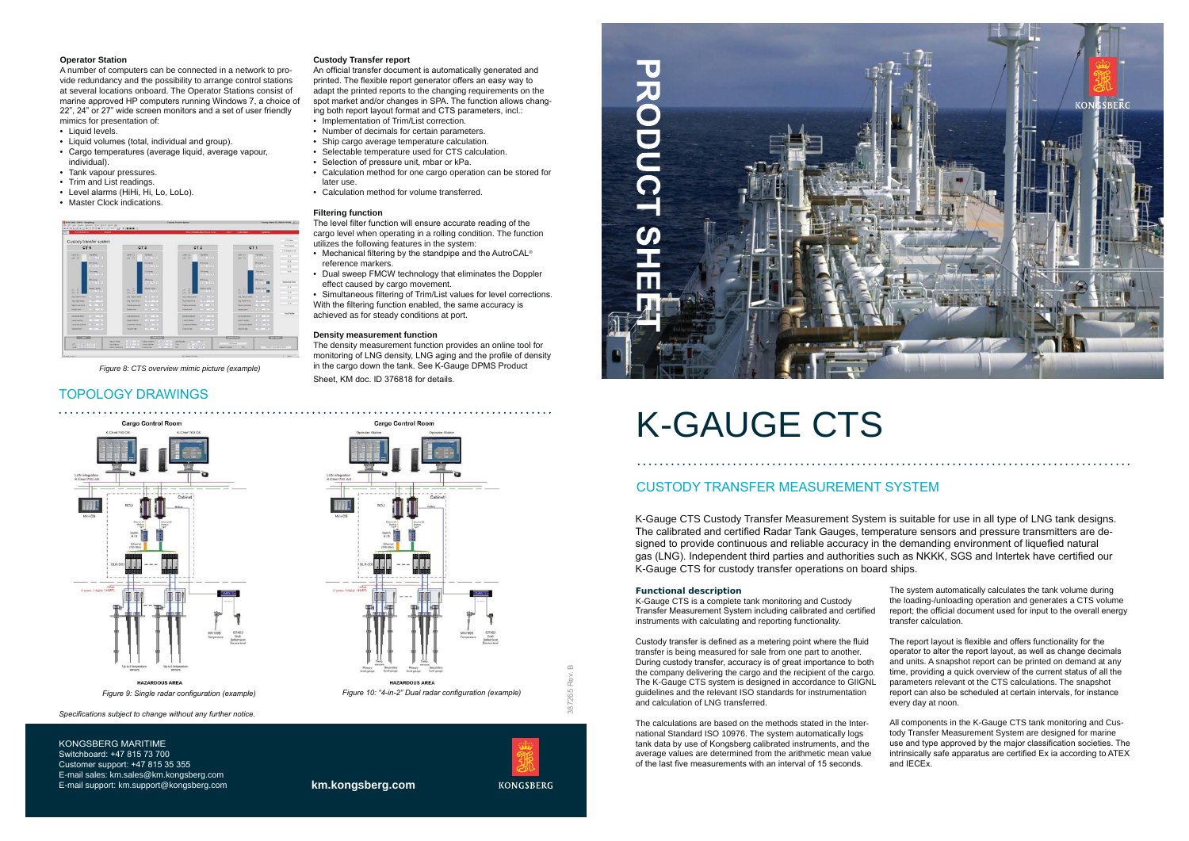# K-GAUGE CTS

## CUSTODY TRANSFER MEASUREMENT SYSTEM

K-Gauge CTS Custody Transfer Measurement System is suitable for use in all type of LNG tank designs. The calibrated and certified Radar Tank Gauges, temperature sensors and pressure transmitters are designed to provide continuous and reliable accuracy in the demanding environment of liquefied natural gas (LNG). Independent third parties and authorities such as NKKK, SGS and Intertek have certified our K-Gauge CTS for custody transfer operations on board ships.

### Functional description

K-Gauge CTS is a complete tank monitoring and Custody Transfer Measurement System including calibrated and certified instruments with calculating and reporting functionality.

Custody transfer is defined as a metering point where the fluid transfer is being measured for sale from one part to another. During custody transfer, accuracy is of great importance to both the company delivering the cargo and the recipient of the cargo. The K-Gauge CTS system is designed in accordance to GIIGNL guidelines and the relevant ISO standards for instrumentation and calculation of LNG transferred.

The calculations are based on the methods stated in the International Standard ISO 10976. The system automatically logs tank data by use of Kongsberg calibrated instruments, and the average values are determined from the arithmetic mean value of the last five measurements with an interval of 15 seconds.

The system automatically calculates the tank volume during the loading-/unloading operation and generates a CTS volume report; the official document used for input to the overall energy transfer calculation.

The report layout is flexible and offers functionality for the operator to alter the report layout, as well as change decimals and units. A snapshot report can be printed on demand at any time, providing a quick overview of the current status of all the parameters relevant ot the CTS calculations. The snapshot report can also be scheduled at certain intervals, for instance every day at noon.

All components in the K-Gauge CTS tank monitoring and Custody Transfer Measurement System are designed for marine use and type approved by the major classification societies. The intrinsically safe apparatus are certified Ex ia according to ATEX and IECEx.

### Operator Station

A number of computers can be connected in a network to provide redundancy and the possibility to arrange control stations at several locations onboard. The Operator Stations consist of marine approved HP computers running Windows 7, a choice of 22", 24" or 27" wide screen monitors and a set of user friendly mimics for presentation of:

- Liquid levels.
- Liquid volumes (total, individual and group).
- Cargo temperatures (average liquid, average vapour, individual).
- Tank vapour pressures.
- Trim and List readings.
- Level alarms (HiHi, Hi, Lo, LoLo).
- Master Clock indications.

*Figure 8: CTS overview mimic picture (example)*

### Custody Transfer report

An official transfer document is automatically generated and printed. The flexible report generator offers an easy way to adapt the printed reports to the changing requirements on the spot market and/or changes in SPA. The function allows changing both report layout format and CTS parameters, incl.:

- Implementation of Trim/List correction.
- Number of decimals for certain parameters.
- Ship cargo average temperature calculation.
- Selectable temperature used for CTS calculation.
- Selection of pressure unit, mbar or kPa.
- Calculation method for one cargo operation can be stored for later use.
- Calculation method for volume transferred.

### Filtering function

The level filter function will ensure accurate reading of the cargo level when operating in a rolling condition. The function utilizes the following features in the system:

- Mechanical filtering by the standpipe and the AutroCAL® reference markers.
- Dual sweep FMCW technology that eliminates the Doppler effect caused by cargo movement.
- Simultaneous filtering of Trim/List values for level corrections.

With the filtering function enabled, the same accuracy is achieved as for steady conditions at port.

### Density measurement function

The density measurement function provides an online tool for monitoring of LNG density, LNG aging and the profile of density in the cargo down the tank. See K-Gauge DPMS Product Sheet, KM doc. ID 376818 for details.

## TOPOLOGY DRAWINGS

*Figure 9: Single radar configuration (example)*

*Figure 10: "4-in-2" Dual radar configuration (example)*

*Specifications subject to change without any further notice.*

387265 Rev. B

KONGSBERG MARITIME
Switchboard: +47 815 73 700
Customer support: +47 815 35 355
E-mail sales: km.sales@km.kongsberg.com
E-mail support: km.support@kongsberg.com

**km.kongsberg.com**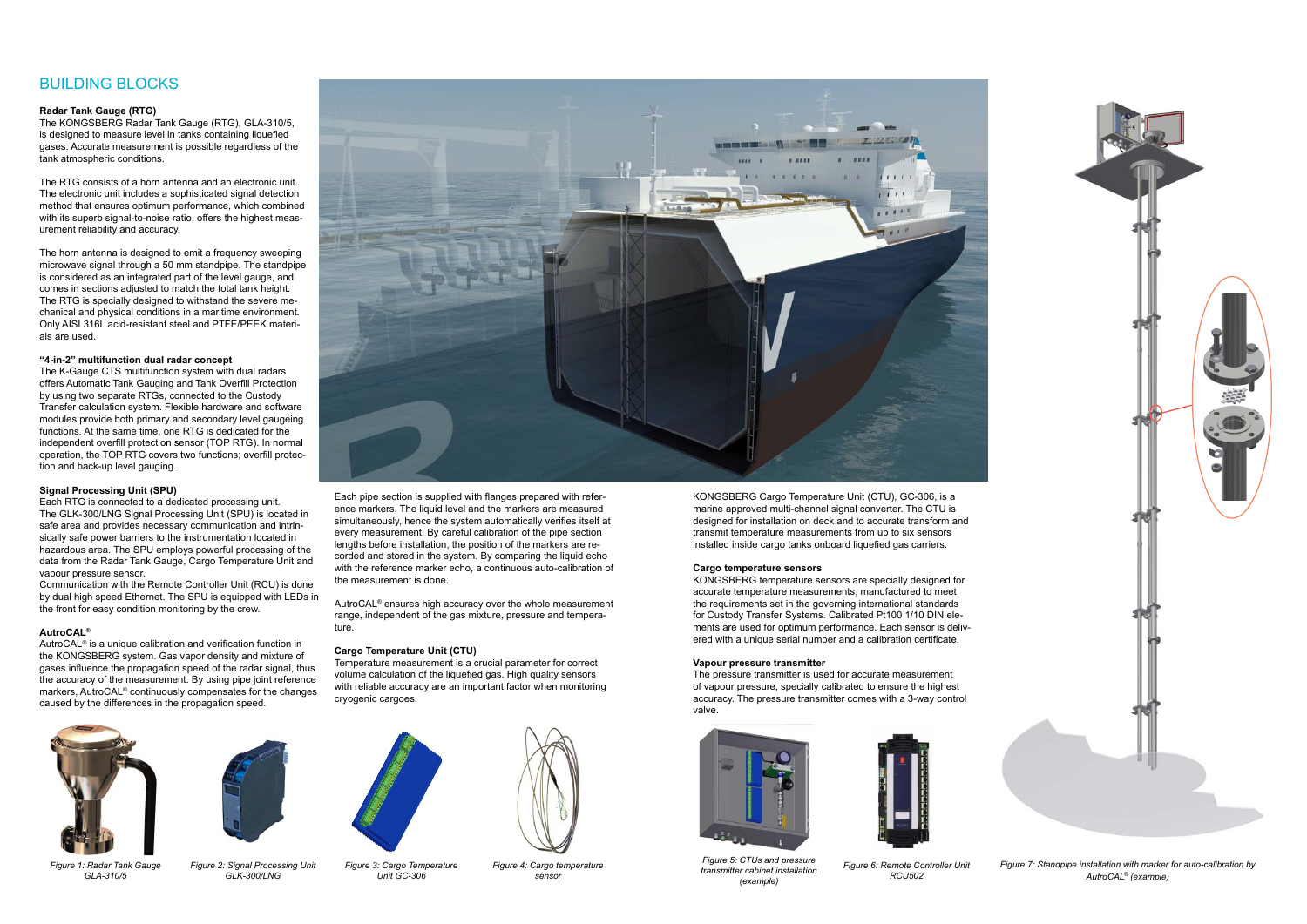# BUILDING BLOCKS

### Radar Tank Gauge (RTG)

The KONGSBERG Radar Tank Gauge (RTG), GLA-310/5, is designed to measure level in tanks containing liquefied gases. Accurate measurement is possible regardless of the tank atmospheric conditions.

The RTG consists of a horn antenna and an electronic unit. The electronic unit includes a sophisticated signal detection method that ensures optimum performance, which combined with its superb signal-to-noise ratio, offers the highest measurement reliability and accuracy.

The horn antenna is designed to emit a frequency sweeping microwave signal through a 50 mm standpipe. The standpipe is considered as an integrated part of the level gauge, and comes in sections adjusted to match the total tank height. The RTG is specially designed to withstand the severe mechanical and physical conditions in a maritime environment. Only AISI 316L acid-resistant steel and PTFE/PEEK materials are used.

### "4-in-2" multifunction dual radar concept

The K-Gauge CTS multifunction system with dual radars offers Automatic Tank Gauging and Tank Overfill Protection by using two separate RTGs, connected to the Custody Transfer calculation system. Flexible hardware and software modules provide both primary and secondary level gaugeing functions. At the same time, one RTG is dedicated for the independent overfill protection sensor (TOP RTG). In normal operation, the TOP RTG covers two functions; overfill protection and back-up level gauging.

### Signal Processing Unit (SPU)

Each RTG is connected to a dedicated processing unit. The GLK-300/LNG Signal Processing Unit (SPU) is located in safe area and provides necessary communication and intrinsically safe power barriers to the instrumentation located in hazardous area. The SPU employs powerful processing of the data from the Radar Tank Gauge, Cargo Temperature Unit and vapour pressure sensor.
Communication with the Remote Controller Unit (RCU) is done by dual high speed Ethernet. The SPU is equipped with LEDs in the front for easy condition monitoring by the crew.

### AutroCAL®

AutroCAL® is a unique calibration and verification function in the KONGSBERG system. Gas vapor density and mixture of gases influence the propagation speed of the radar signal, thus the accuracy of the measurement. By using pipe joint reference markers, AutroCAL® continuously compensates for the changes caused by the differences in the propagation speed.

Each pipe section is supplied with flanges prepared with reference markers. The liquid level and the markers are measured simultaneously, hence the system automatically verifies itself at every measurement. By careful calibration of the pipe section lengths before installation, the position of the markers are recorded and stored in the system. By comparing the liquid echo with the reference marker echo, a continuous auto-calibration of the measurement is done.

AutroCAL® ensures high accuracy over the whole measurement range, independent of the gas mixture, pressure and temperature.

### Cargo Temperature Unit (CTU)

Temperature measurement is a crucial parameter for correct volume calculation of the liquefied gas. High quality sensors with reliable accuracy are an important factor when monitoring cryogenic cargoes.

KONGSBERG Cargo Temperature Unit (CTU), GC-306, is a marine approved multi-channel signal converter. The CTU is designed for installation on deck and to accurate transform and transmit temperature measurements from up to six sensors installed inside cargo tanks onboard liquefied gas carriers.

### Cargo temperature sensors

KONGSBERG temperature sensors are specially designed for accurate temperature measurements, manufactured to meet the requirements set in the governing international standards for Custody Transfer Systems. Calibrated Pt100 1/10 DIN elements are used for optimum performance. Each sensor is delivered with a unique serial number and a calibration certificate.

### Vapour pressure transmitter

The pressure transmitter is used for accurate measurement of vapour pressure, specially calibrated to ensure the highest accuracy. The pressure transmitter comes with a 3-way control valve.

*Figure 1: Radar Tank Gauge GLA-310/5*

*Figure 2: Signal Processing Unit GLK-300/LNG*

*Figure 3: Cargo Temperature Unit GC-306*

*Figure 4: Cargo temperature sensor*

*Figure 5: CTUs and pressure transmitter cabinet installation (example)*

*Figure 6: Remote Controller Unit RCU502*

*Figure 7: Standpipe installation with marker for auto-calibration by AutroCAL® (example)*